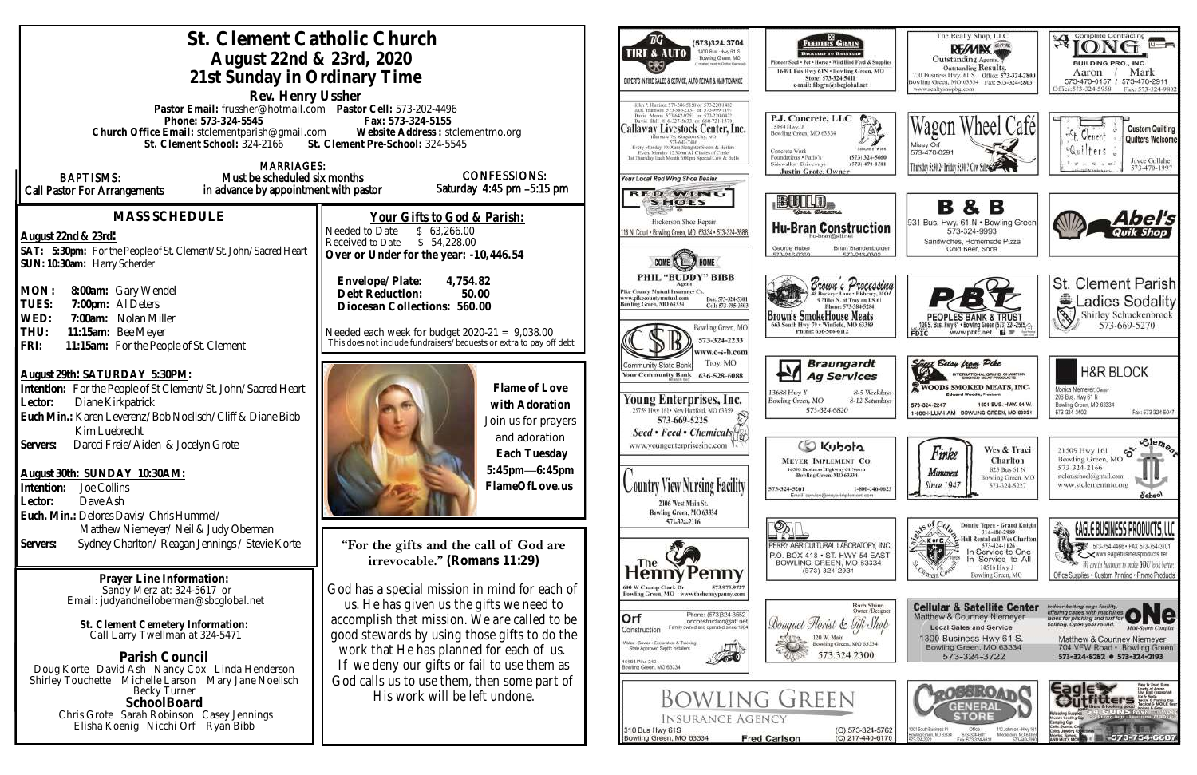# St. Clement Catholic Church

## August 22nd & 23rd, 2020

## 21st Sunday in Ordinary Time

**Rev. Henry Ussher**

**Pastor Email:** frussher@hotmail.com **Pastor Cell:** 573-202-4496

**Phone: 573-324-5545** **Fax: 573-324-5155**

**Church Office Email:** stclementparish@gmail.com **Website Address:** stclementmo.org

**St. Clement School:** 324-2166 **St. Clement Pre-School:** 324-5545

**BAPTISMS:** Call Pastor For Arrangements

**MARRIAGES:** Must be scheduled six months in advance by appointment with pastor

**CONFESSIONS:** Saturday 4:45 pm –5:15 pm

## MASS SCHEDULE

**August 22nd & 23rd:**

**SAT: 5:30pm:** For the People of St. Clement/St. John/Sacred Heart
**SUN: 10:30am:** Harry Scherder

**MON: 8:00am:** Gary Wendel
**TUES: 7:00pm:** Al Deters
**WED: 7:00am:** Nolan Miller
**THU: 11:15am:** Bee Meyer
**FRI: 11:15am:** For the People of St. Clement

**August 29th: SATURDAY 5:30PM:**
**Intention:** For the People of St Clement/St. John/Sacred Heart
**Lector:** Diane Kirkpatrick
**Euch Min.:** Karen Leverenz/Bob Noellsch/Cliff & Diane Bibb Kim Luebrecht
**Servers:** Darcci Freie/Aiden & Jocelyn Grote

**August 30th: SUNDAY 10:30AM:**
**Intention:** Joe Collins
**Lector:** Dave Ash
**Euch. Min.:** Delores Davis/Chris Hummel/ Matthew Niemeyer/Neil & Judy Oberman
**Servers:** Sydney Charlton/Reagan Jennings/Stevie Korte

## Your Gifts to God & Parish:

Needed to Date $ 63,266.00
Received to Date $ 54,228.00
**Over or Under for the year: -10,446.54**

**Envelope/Plate: 4,754.82**
**Debt Reduction: 50.00**
**Diocesan Collections: 560.00**

Needed each week for budget 2020-21 = 9,038.00
This does not include fundraisers/bequests or extra to pay off debt

**Flame of Love with Adoration**
Join us for prayers and adoration
**Each Tuesday**
**5:45pm—6:45pm**
**FlameOfLove.us**

**"For the gifts and the call of God are irrevocable." (Romans 11:29)**

God has a special mission in mind for each of us. He has given us the gifts we need to accomplish that mission. We are called to be good stewards by using those gifts to do the work that He has planned for each of us. If we deny our gifts or fail to use them as God calls us to use them, then some part of His work will be left undone.

**Prayer Line Information:**
Sandy Merz at: 324-5617 or
Email: judyandneiloberman@sbcglobal.net

**St. Clement Cemetery Information:**
Call Larry Twellman at 324-5471

## Parish Council

Doug Korte David Ash Nancy Cox Linda Henderson Shirley Touchette Michelle Larson Mary Jane Noellsch Becky Turner

## School Board

Chris Grote Sarah Robinson Casey Jennings Elisha Koenig Nicchi Orf Ryan Bibb

---

BG Tire & Auto — (573)324-3704, 1400 Bus. Hwy 61 S, Bowling Green, MO. Experts in tire sales & service, auto repair & maintenance

Feeders Grain — Backyard to Barnyard. Pioneer Seed • Pet • Horse • Wild Bird Feed & Supplies. 16491 Bus Hwy 61N • Bowling Green, MO. Store: 573-324-5411. e-mail: fdsgrn@sbcglobal.net

The Realty Shop, LLC — RE/MAX. Outstanding Agents. Outstanding Results. 730 Business Hwy. 61 S Office: 573-324-2800, Bowling Green, MO 63334 Fax: 573-324-2803. www.realtyshopbg.com

Complete Contracting — LONG Building Pro., Inc. Aaron / Mark 573-470-0157 / 573-470-2911. Office: 573-324-5958 Fax: 573-324-9802

Callaway Livestock Center, Inc. — John P. Harrison 573-386-5150 or 573-220-1482; Jack Harrison 573-386-2138 or 573-999-7197; David Means 573-642-9753 or 573-220-0472; David Bell 816-327-5633 or 660-721-1370. Interstate 70, Kingdom City, MO 573-642-7486. Every Monday 10:00am Slaughter Steers & Heifers. Every Monday 12:30pm All Classes of Cattle. 1st Thursday Each Month 6:00pm Special Cow & Bulls

P.J. Concrete, LLC — 15084 Hwy. J, Bowling Green, MO 63334. Concrete Work, Foundations • Patio's, Sidewalks • Driveways. (573) 324-5660, (573) 470-1511. Justin Grote, Owner

Wagon Wheel Café — Missy Orf 573-470-0291. Thursday 5:30-2 • Friday 5:30-2 • Sun 7-2

Custom Quilting — St. Clement Quilters. Quilters Welcome. Joyce Colliver 573-470-1997

Your Local Red Wing Shoe Dealer — Red Wing Shoes. Hickerson Shoe Repair, 116 N. Court • Bowling Green, MO 63334 • 573-324-3688

Build Your Dreams — Hu-Bran Construction. hu-bran@att.net. George Huber 573-216-0339, Brian Brandenburger 573-219-0802

B & B — 931 Bus. Hwy. 61 N • Bowling Green. 573-324-9993. Sandwiches, Homemade Pizza, Cold Beer, Soda

Abel's Quik Shop

Come Home — Phil "Buddy" Bibb, Agent. Pike County Mutual Insurance Co. www.pikecountymutual.com. Bowling Green, MO 63334. Bus: 573-324-5301, Cell: 573-705-3503

Brown's Processing — 48 Buckeye Lane • Elsberry, MO. 9 Miles N. of Troy on US 61. Phone: 573-384-5284. Brown's SmokeHouse Meats, 663 South Hwy 79 • Winfield, MO 63389. Phone: 636-566-6112

PBT — Peoples Bank & Trust. 1065 Bus. Hwy 61 • Bowling Green (573) 324-2525. www.pbtc.net. Member FDIC

St. Clement Parish Ladies Sodality — Shirley Schuckenbrock 573-669-5270

Community State Bank — Your Community Bank. Bowling Green, MO 573-324-2233. www.c-s-b.com. Troy, MO 636-528-6088

Braungardt Ag Services — 13688 Hwy Y, Bowling Green, MO. 8-5 Weekdays, 8-12 Saturdays. 573-324-6820

Sweet Betsy from Pike — International Grand Champion Smoked Meat Products. Woods Smoked Meats, Inc. Edward Woods, President. 573-324-2247, 1501 Bus. Hwy. 54 W. Bowling Green, MO 63334. 1-800-I-LUV-HAM

H&R Block — Monica Niemeyer, Owner. 206 Bus. Hwy 61 N, Bowling Green, MO 63334. 573-324-3402 Fax: 573-324-5047

Young Enterprises, Inc. — 25759 Hwy 161 • New Hartford, MO 63359. 573-669-5225. Seed • Feed • Chemicals. www.youngenterprisesinc.com

Kubota — Meyer Implement Co. 16398 Business Highway 61 North, Bowling Green, MO 63334. 573-324-5261, 1-800-246-0623. Email: service@meyerimplement.com

Finke Monument — Since 1947. Wes & Traci Charlton. 825 Bus 61 N, Bowling Green, MO. 573-324-5227

St. Clement School — 21509 Hwy 161, Bowling Green, MO. 573-324-2166. stclemschool@gmail.com. www.stclementmo.org

Country View Nursing Facility — 2106 West Main St., Bowling Green, MO 63334. 573-324-2216

Perry Agricultural Laboratory, Inc. — P.O. Box 418 • St. Hwy 54 East, Bowling Green, MO 63334. (573) 324-2931

Knights of Columbus — Donnie Tepen - Grand Knight 314-486-2989. Hall Rental call Wes Charlton 573-424-1126. In Service to One, In Service to All. 14516 Hwy J, Bowling Green, MO

Eagle Business Products, LLC — 573-754-4486 • Fax 573-754-3101. www.eaglebusinessproducts.net. We are in business to make YOU look better. Office Supplies • Custom Printing • Promo Products

The Henny Penny — 600 W Champ Clark Dr, Bowling Green, MO. 573.475.0727. www.thehennypenny.com

Orf Construction — Phone: (573)324-3552, orfconstruction@att.net. Family owned and operated since 1964. Water • Sewer • Excavation & Trucking. State Approved Septic Installers. 16161 Pike 313, Bowling Green, MO 63334

Bouquet Florist & Gift Shop — Barb Shinn, Owner/Designer. 120 W. Main, Bowling Green, MO 63334. 573.324.2300

Cellular & Satellite Center — Matthew & Courtney Niemeyer. Local Sales and Service. 1300 Business Hwy 61 S., Bowling Green, MO 63334. 573-324-3722

ONE Mini-Sports Complex — Indoor batting cage facility, offering cages with machines, lanes for pitching and turf for fielding. Open year round. Matthew & Courtney Niemeyer. 704 VFW Road • Bowling Green. 573-324-8282 • 573-324-2193

Bowling Green Insurance Agency — 310 Bus Hwy 61S, Bowling Green, MO 63334. Fred Carlson. (O) 573-324-5762, (C) 217-440-6170

Crossroads General Store — 1001 South Business 61, Bowling Green, MO 63334, 573-324-2022. Office 573-324-6811, Fax 573-324-6811. 110 Johnson • Hwy 161, Middletown, MO 63359, 573-549-2090

Eagle Outfitters — Guns. 573-754-6687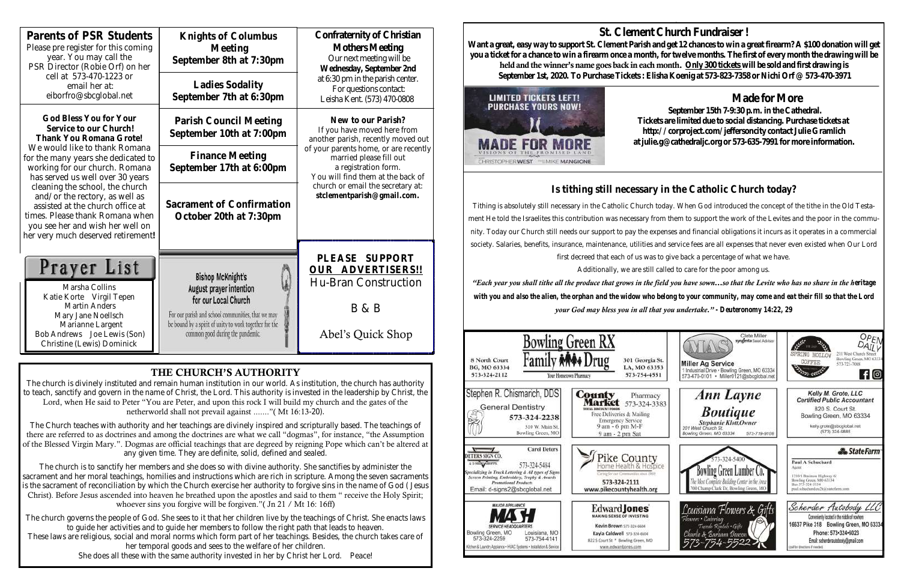## Parents of PSR Students

Please pre register for this coming year. You may call the PSR Director (Robie Orf) on her cell at 573-470-1223 or email her at: eiborfro@sbcglobal.net

**God Bless You for Your Service to our Church! Thank You Romana Grote!**

We would like to thank Romana for the many years she dedicated to working for our church. Romana has served us well over 30 years cleaning the school, the church and/or the rectory, as well as assisted at the church office at times. Please thank Romana when you see her and wish her well on her very much deserved retirement!

## Knights of Columbus Meeting
September 8th at 7:30pm

## Ladies Sodality
September 7th at 6:30pm

## Parish Council Meeting
September 10th at 7:00pm

## Finance Meeting
September 17th at 6:00pm

## Sacrament of Confirmation
October 20th at 7:30pm

## Confraternity of Christian Mothers Meeting

Our next meeting will be **Wednesday, September 2nd** at 6:30 pm in the parish center. For questions contact: Leisha Kent. (573) 470-0808

**New to our Parish?**

If you have moved here from another parish, recently moved out of your parents home, or are recently married please fill out a registration form. You will find them at the back of church or email the secretary at: **stclementparish@gmail.com.**

## Prayer List

Marsha Collins
Katie Korte Virgil Tepen
Martin Anders
Mary Jane Noellsch
Marianne Largent
Bob Andrews Joe Lewis (Son)
Christine (Lewis) Dominick

**Bishop McKnight's August prayer intention for our Local Church**

For our parish and school communities, that we may be bound by a spirit of unity to work together for the common good during the pandemic.

## PLEASE SUPPORT OUR ADVERTISERS!!

Hu-Bran Construction

B & B

Abel's Quick Shop

## THE CHURCH'S AUTHORITY

The church is divinely instituted and remain human institution in our world. As institution, the church has authority to teach, sanctify and govern in the name of Christ, the Lord. This authority is invested in the leadership by Christ, the Lord, when He said to Peter "You are Peter, and upon this rock I will build my church and the gates of the netherworld shall not prevail against ……."( Mt 16:13-20).

The Church teaches with authority and her teachings are divinely inspired and scripturally based. The teachings of there are referred to as doctrines and among the doctrines are what we call "dogmas", for instance, "the Assumption of the Blessed Virgin Mary.". Dogmas are official teachings that are degreed by reigning Pope which can't be altered at any given time. They are definite, solid, defined and sealed.

The church is to sanctify her members and she does so with divine authority. She sanctifies by administer the sacrament and her moral teachings, homilies and instructions which are rich in scripture. Among the seven sacraments is the sacrament of reconciliation by which the Church exercise her authority to forgive sins in the name of God (Jesus Christ). Before Jesus ascended into heaven he breathed upon the apostles and said to them " receive the Holy Spirit; whoever sins you forgive will be forgiven."( Jn 21 / Mt 16: 16ff)

The church governs the people of God. She sees to it that her children live by the teachings of Christ. She enacts laws to guide her activities and to guide her members to follow the right path that leads to heaven.
These laws are religious, social and moral norms which form part of her teachings. Besides, the church takes care of her temporal goods and sees to the welfare of her children.
She does all these with the same authority invested in her by Christ her Lord. Peace!

## St. Clement Church Fundraiser !

**Want a great, easy way to support St. Clement Parish and get 12 chances to win a great firearm? A $100 donation will get you a ticket for a chance to win a firearm once a month, for twelve months. The first of every month the drawing will be held and the winner's name goes back in each month. Only 300 tickets will be sold and first drawing is September 1st, 2020. To Purchase Tickets: Elisha Koenig at 573-823-7358 or Nichi Orf @ 573-470-3971**

LIMITED TICKETS LEFT! PURCHASE YOURS NOW!
MADE FOR MORE
VISIONS OF THE PROMISED LAND
CHRISTOPHER WEST MIKE MANGIONE

## Made for More

**September 15th 7-9:30 p.m. in the Cathedral. Tickets are limited due to social distancing. Purchase tickets at http://corproject.com/jeffersoncity contact Julie Gramlich at julie.g@cathedraljc.org or 573-635-7991 for more information.**

## Is tithing still necessary in the Catholic Church today?

Tithing is absolutely still necessary in the Catholic Church today. When God introduced the concept of the tithe in the Old Testament He told the Israelites this contribution was necessary from them to support the work of the Levites and the poor in the community. Today our Church still needs our support to pay the expenses and financial obligations it incurs as it operates in a commercial society. Salaries, benefits, insurance, maintenance, utilities and service fees are all expenses that never even existed when Our Lord first decreed that each of us was to give back a percentage of what we have.

Additionally, we are still called to care for the poor among us.

***"Each year you shall tithe all the produce that grows in the field you have sown…so that the Levite who has no share in the heritage with you and also the alien, the orphan and the widow who belong to your community, may come and eat their fill so that the Lord your God may bless you in all that you undertake." - Deuteronomy 14:22, 29***

Bowling Green RX Family Drug — Your Hometown Pharmacy
8 North Court, BG, MO 63334, 573-324-2112
301 Georgia St., LA, MO 63353, 573-754-4551

Clete Miller, syngenta Seed Advisor
Miller Ag Service
1 Industrial Drive • Bowling Green, MO 63334
573-470-0101 • Miller0121@sbcglobal.net

Spring Hollow Coffee — Open Daily
211 West Church Street, Bowling Green, MO 63334
573-721-7088

Stephen R. Chismarich, DDS
General Dentistry
573-324-2238
310 W. Main St., Bowling Green, MO

County Market — Pharmacy 573-324-3383
Free Deliveries & Mailing
Emergency Service
9 am - 6 pm M-F
9 am - 2 pm Sat

Ann Layne Boutique
Stephanie Klott, Owner
201 West Church St., Bowling Green, MO 63334, 573-719-9108

Kelly M. Grote, LLC
Certified Public Accountant
820 S. Court St.
Bowling Green, MO 63334
kelly.grote@sbcglobal.net
(573) 324-6885

Deters Sign Co. — Carol Deters
573-324-5484
Specializing in Truck Lettering & All types of Signs
Screen Printing, Embroidery, Trophy & Awards
Promotional Products
Email: d-signs2@sbcglobal.net

Pike County Home Health & Hospice
Caring for our Communities since 1969
573-324-2111
www.pikecountyhealth.org

Bowling Green Lumber Co.
573-324-5400
The Most Complete Building Center in the Area
700 Champ Clark Dr., Bowling Green, MO

State Farm
Paul A Schuchard, Agent
1310 S Business Highway 61
Bowling Green, MO 63334
paul.schuchard.nx2h@statefarm.com

MASH — Major Appliance Service Headquarters
Bowling Green, MO 573-324-2259
Louisiana, MO 573-754-4141
Kitchen & Laundry Appliance • HVAC Systems • Installation & Service

Edward Jones — Making Sense of Investing
Kevin Brown 573-324-6604
Kayla Caldwell 573-324-6604
822 S Court St • Bowling Green, MO
www.edwardjones.com

Louisiana Flowers & Gifts
Flowers • Catering • Tuxedo Rentals • Gifts
Charlie & Barbara Deacon
573-754-5522

Scherder Autobody LLC
Conveniently located in the middle of nowhere
16637 Pike 318 Bowling Green, MO 63334
Phone: 573•324•6023
Email: scherderautobody@gmail.com